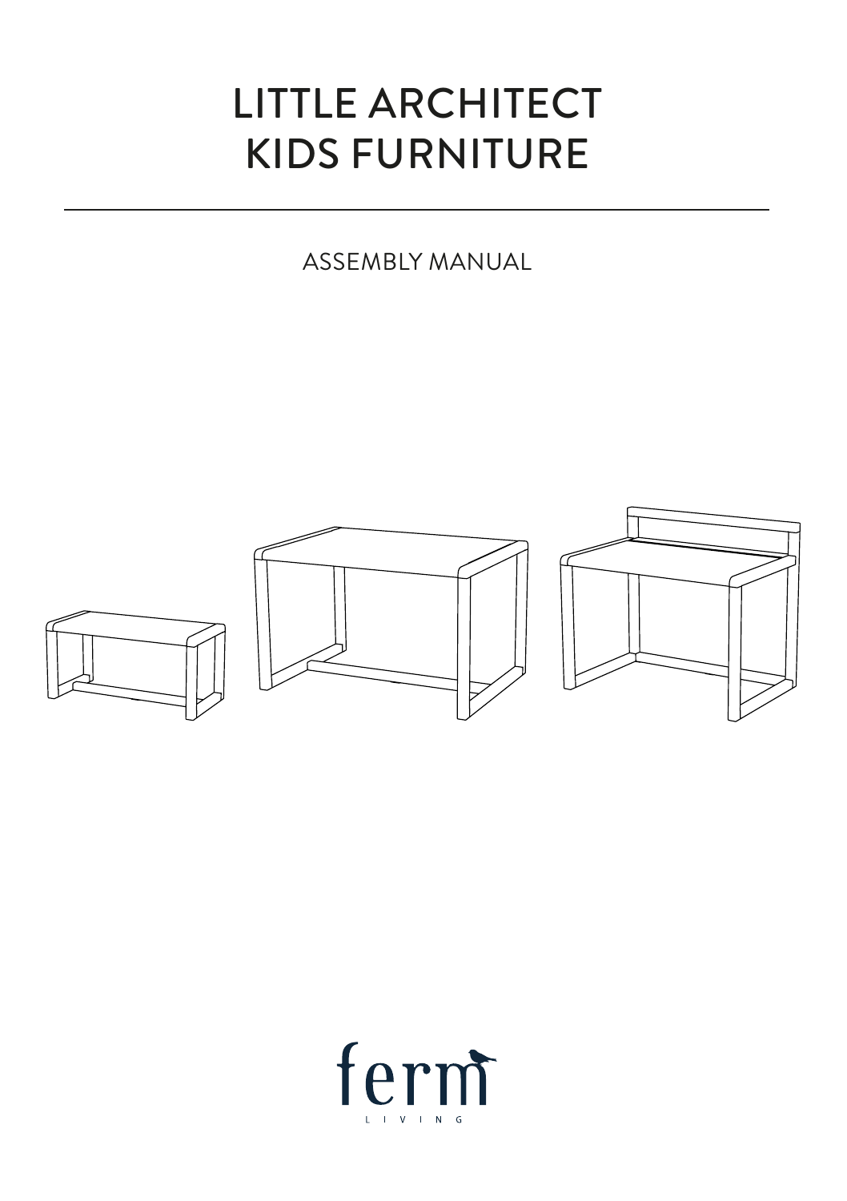# LITTLE ARCHITECT KIDS FURNITURE

ASSEMBLY MANUAL

ferm

LIVING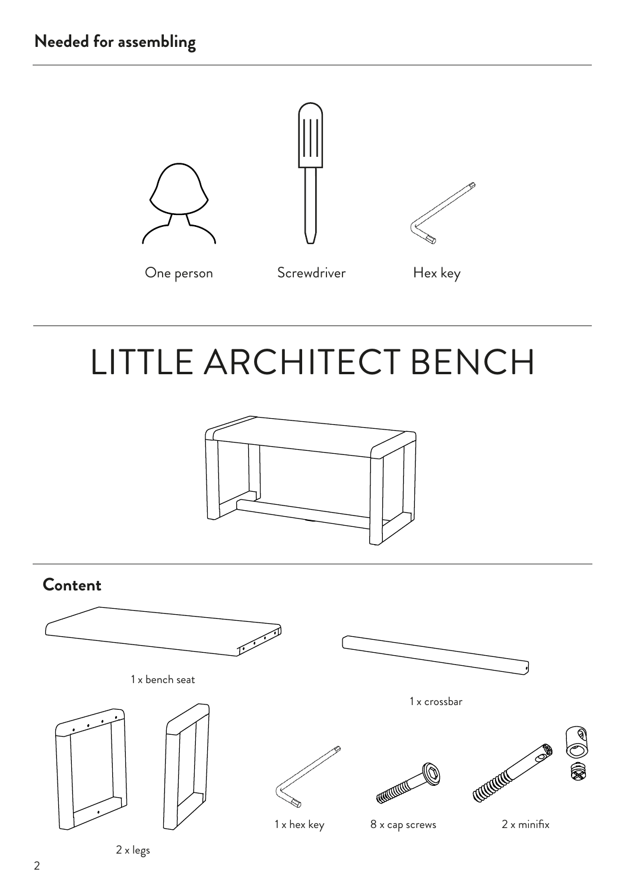## Needed for assembling

One person

Screwdriver

Hex key

# LITTLE ARCHITECT BENCH

## Content

1 x bench seat

1 x crossbar

2 x legs

1 x hex key

8 x cap screws

2 x minifix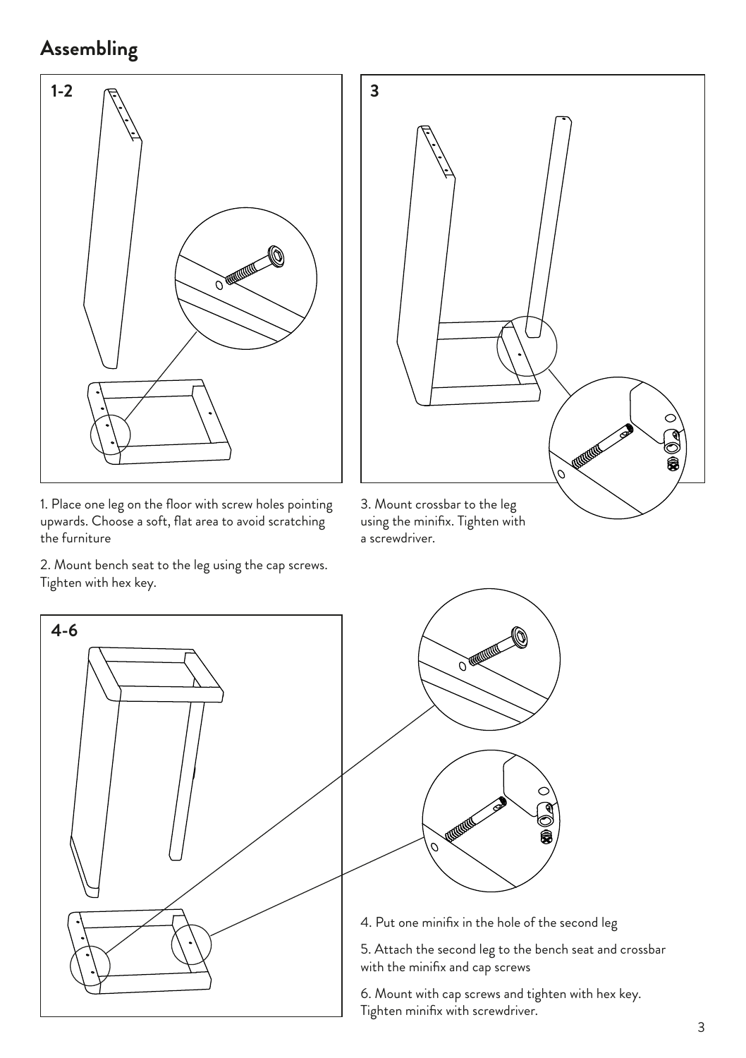## Assembling

**1-2**

1. Place one leg on the floor with screw holes pointing upwards. Choose a soft, flat area to avoid scratching the furniture

2. Mount bench seat to the leg using the cap screws. Tighten with hex key.

**3**

3. Mount crossbar to the leg using the minifix. Tighten with a screwdriver.

**4-6**

4. Put one minifix in the hole of the second leg

5. Attach the second leg to the bench seat and crossbar with the minifix and cap screws

6. Mount with cap screws and tighten with hex key. Tighten minifix with screwdriver.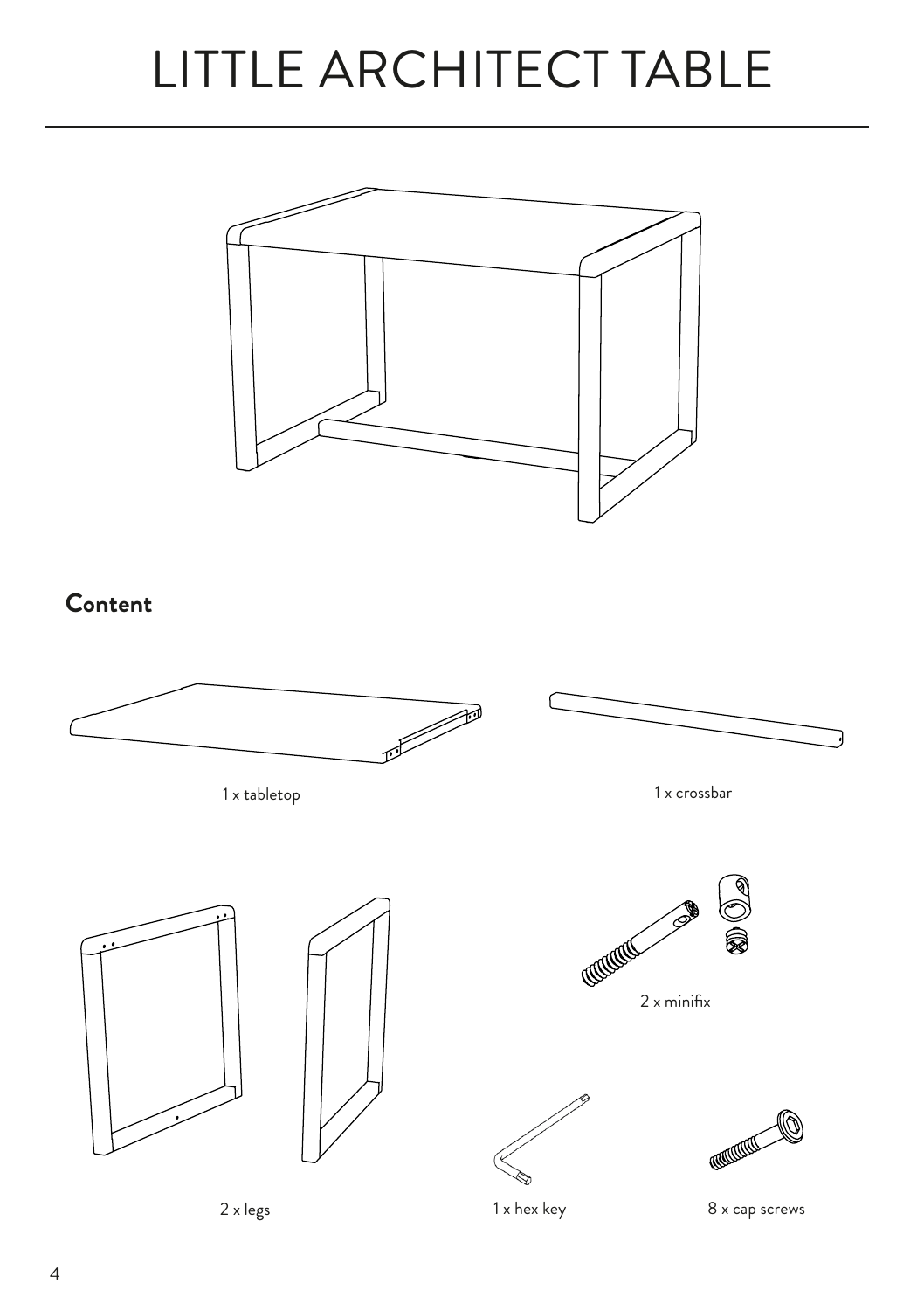# LITTLE ARCHITECT TABLE

## Content

1 x tabletop

1 x crossbar

2 x legs

2 x minifix

1 x hex key

8 x cap screws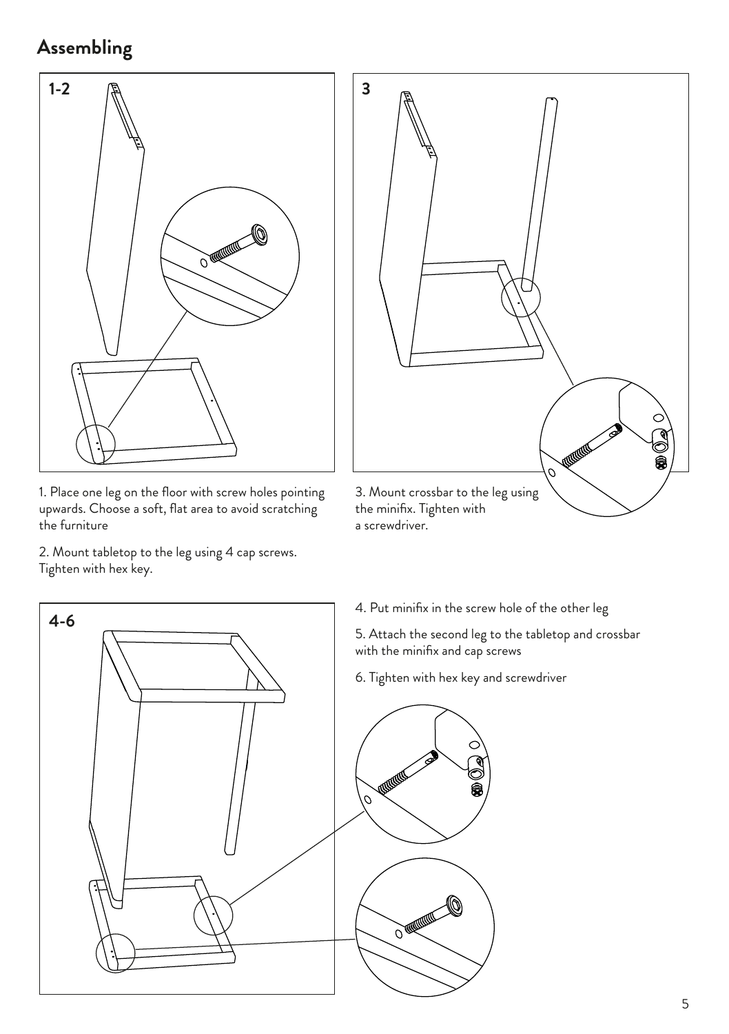# Assembling

**1-2**

1. Place one leg on the floor with screw holes pointing upwards. Choose a soft, flat area to avoid scratching the furniture

2. Mount tabletop to the leg using 4 cap screws. Tighten with hex key.

**3**

3. Mount crossbar to the leg using the minifix. Tighten with a screwdriver.

**4-6**

4. Put minifix in the screw hole of the other leg

5. Attach the second leg to the tabletop and crossbar with the minifix and cap screws

6. Tighten with hex key and screwdriver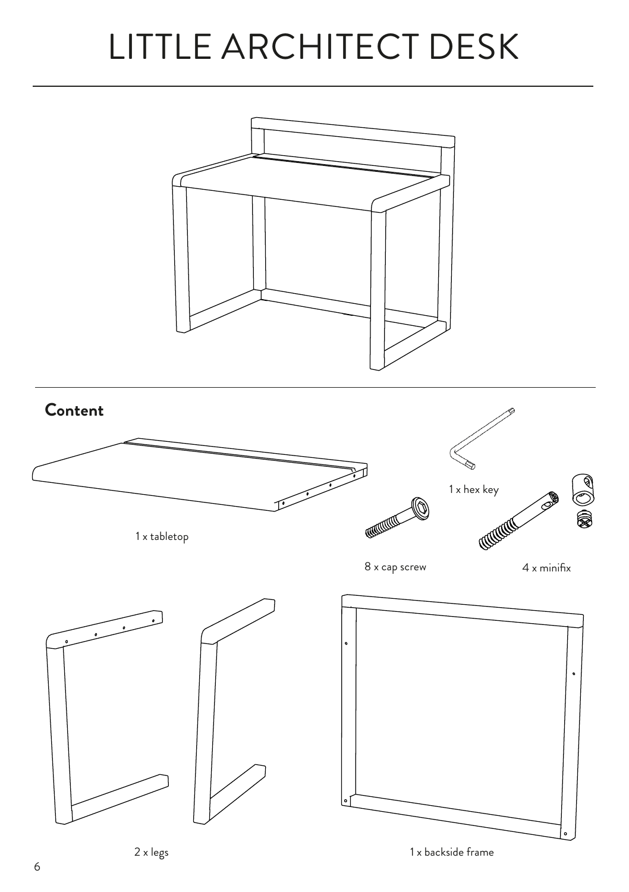# LITTLE ARCHITECT DESK

## Content

1 x tabletop

1 x hex key

8 x cap screw

4 x minifix

2 x legs

1 x backside frame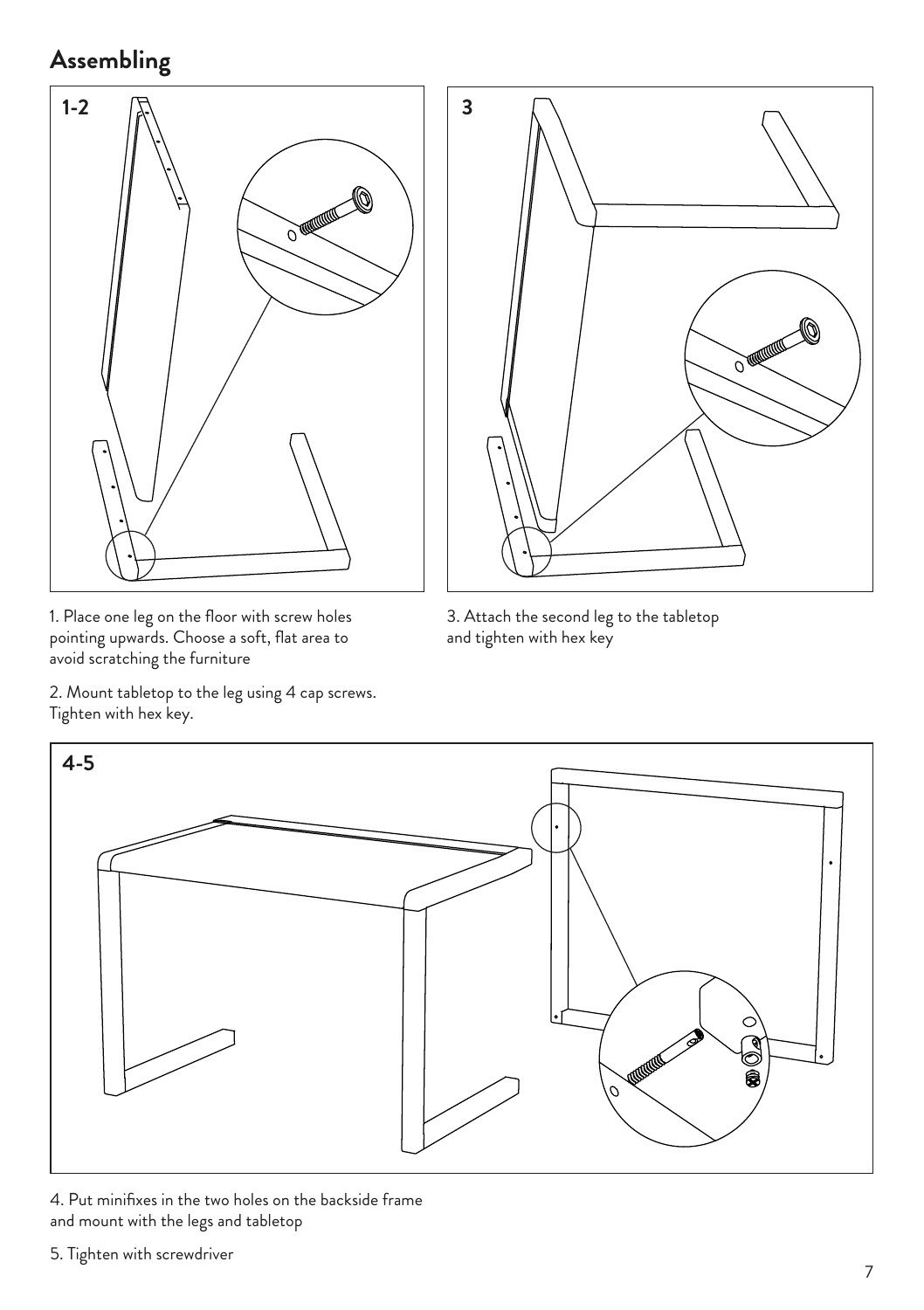# Assembling

1-2

1. Place one leg on the floor with screw holes pointing upwards. Choose a soft, flat area to avoid scratching the furniture

2. Mount tabletop to the leg using 4 cap screws. Tighten with hex key.

3

3. Attach the second leg to the tabletop and tighten with hex key

4-5

4. Put minifixes in the two holes on the backside frame and mount with the legs and tabletop

5. Tighten with screwdriver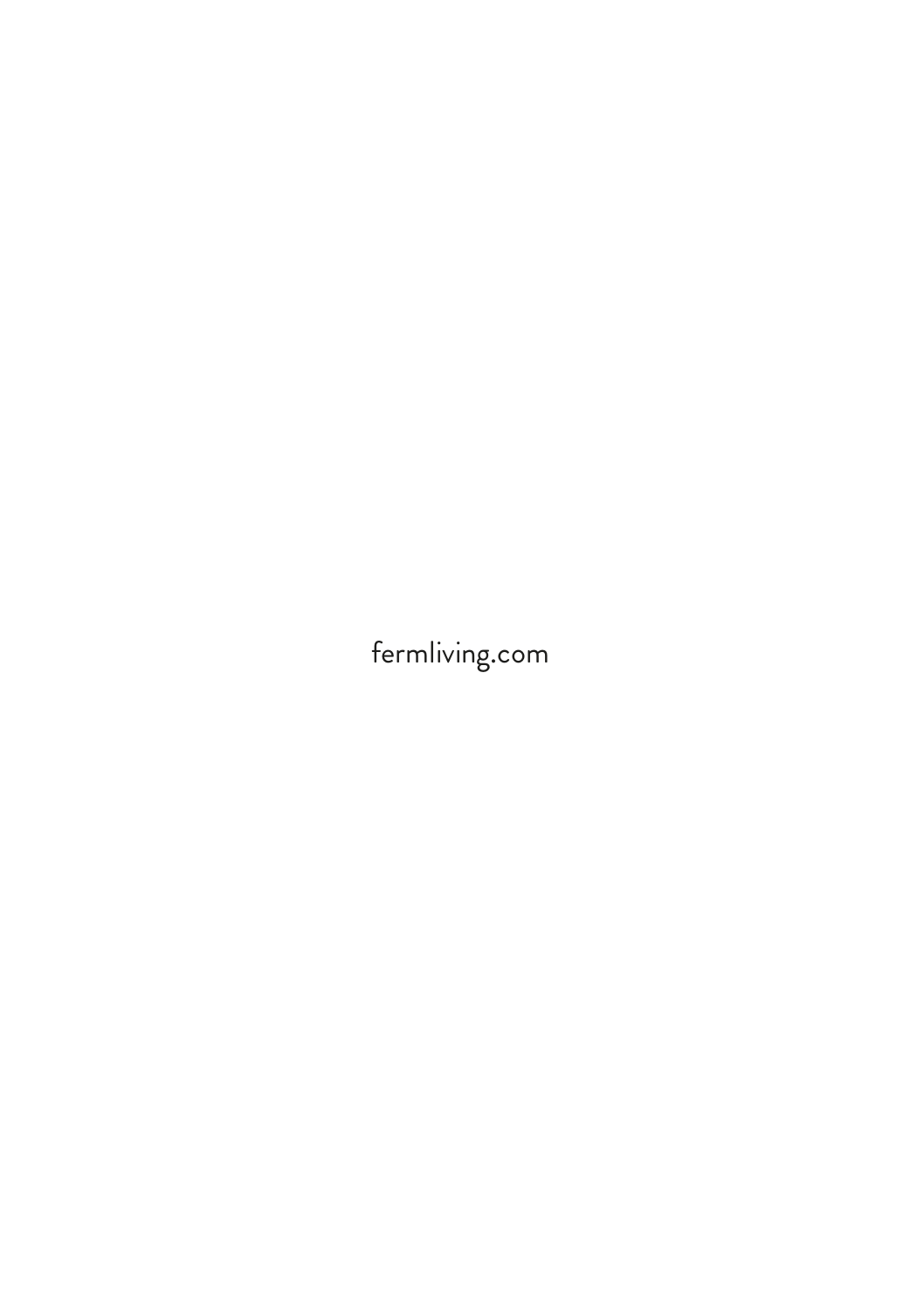fermliving.com